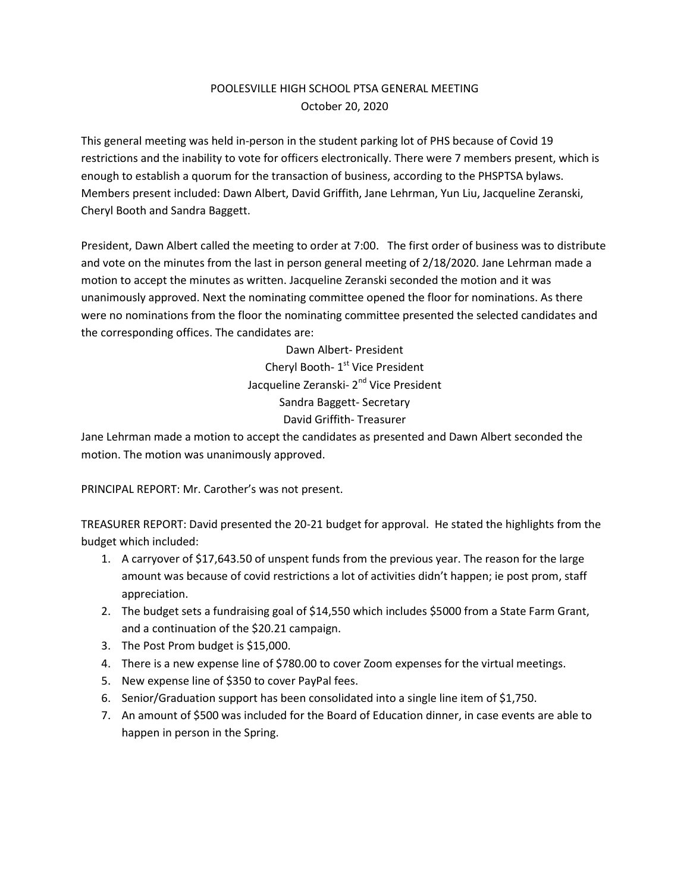# POOLESVILLE HIGH SCHOOL PTSA GENERAL MEETING

October 20, 2020

This general meeting was held in-person in the student parking lot of PHS because of Covid 19 restrictions and the inability to vote for officers electronically. There were 7 members present, which is enough to establish a quorum for the transaction of business, according to the PHSPTSA bylaws. Members present included: Dawn Albert, David Griffith, Jane Lehrman, Yun Liu, Jacqueline Zeranski, Cheryl Booth and Sandra Baggett.

President, Dawn Albert called the meeting to order at 7:00. The first order of business was to distribute and vote on the minutes from the last in person general meeting of 2/18/2020. Jane Lehrman made a motion to accept the minutes as written. Jacqueline Zeranski seconded the motion and it was unanimously approved. Next the nominating committee opened the floor for nominations. As there were no nominations from the floor the nominating committee presented the selected candidates and the corresponding offices. The candidates are:

Dawn Albert- President
Cheryl Booth- 1st Vice President
Jacqueline Zeranski- 2nd Vice President
Sandra Baggett- Secretary
David Griffith- Treasurer

Jane Lehrman made a motion to accept the candidates as presented and Dawn Albert seconded the motion. The motion was unanimously approved.

PRINCIPAL REPORT: Mr. Carother's was not present.

TREASURER REPORT: David presented the 20-21 budget for approval. He stated the highlights from the budget which included:

1. A carryover of $17,643.50 of unspent funds from the previous year. The reason for the large amount was because of covid restrictions a lot of activities didn't happen; ie post prom, staff appreciation.
2. The budget sets a fundraising goal of $14,550 which includes $5000 from a State Farm Grant, and a continuation of the $20.21 campaign.
3. The Post Prom budget is $15,000.
4. There is a new expense line of $780.00 to cover Zoom expenses for the virtual meetings.
5. New expense line of $350 to cover PayPal fees.
6. Senior/Graduation support has been consolidated into a single line item of $1,750.
7. An amount of $500 was included for the Board of Education dinner, in case events are able to happen in person in the Spring.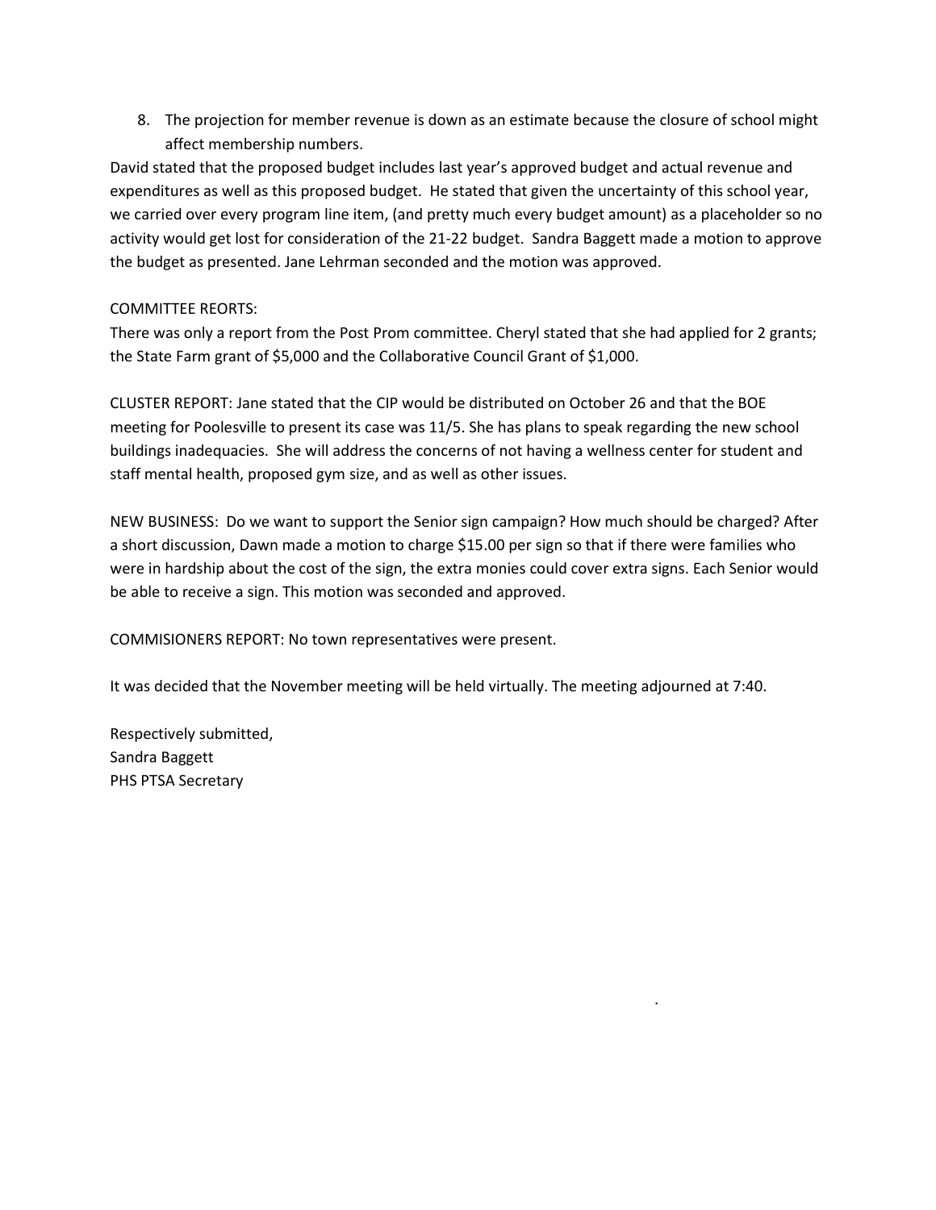8. The projection for member revenue is down as an estimate because the closure of school might affect membership numbers.

David stated that the proposed budget includes last year's approved budget and actual revenue and expenditures as well as this proposed budget. He stated that given the uncertainty of this school year, we carried over every program line item, (and pretty much every budget amount) as a placeholder so no activity would get lost for consideration of the 21-22 budget. Sandra Baggett made a motion to approve the budget as presented. Jane Lehrman seconded and the motion was approved.

COMMITTEE REORTS:
There was only a report from the Post Prom committee. Cheryl stated that she had applied for 2 grants; the State Farm grant of $5,000 and the Collaborative Council Grant of $1,000.

CLUSTER REPORT: Jane stated that the CIP would be distributed on October 26 and that the BOE meeting for Poolesville to present its case was 11/5. She has plans to speak regarding the new school buildings inadequacies. She will address the concerns of not having a wellness center for student and staff mental health, proposed gym size, and as well as other issues.

NEW BUSINESS: Do we want to support the Senior sign campaign? How much should be charged? After a short discussion, Dawn made a motion to charge $15.00 per sign so that if there were families who were in hardship about the cost of the sign, the extra monies could cover extra signs. Each Senior would be able to receive a sign. This motion was seconded and approved.

COMMISIONERS REPORT: No town representatives were present.

It was decided that the November meeting will be held virtually. The meeting adjourned at 7:40.

Respectively submitted,
Sandra Baggett
PHS PTSA Secretary